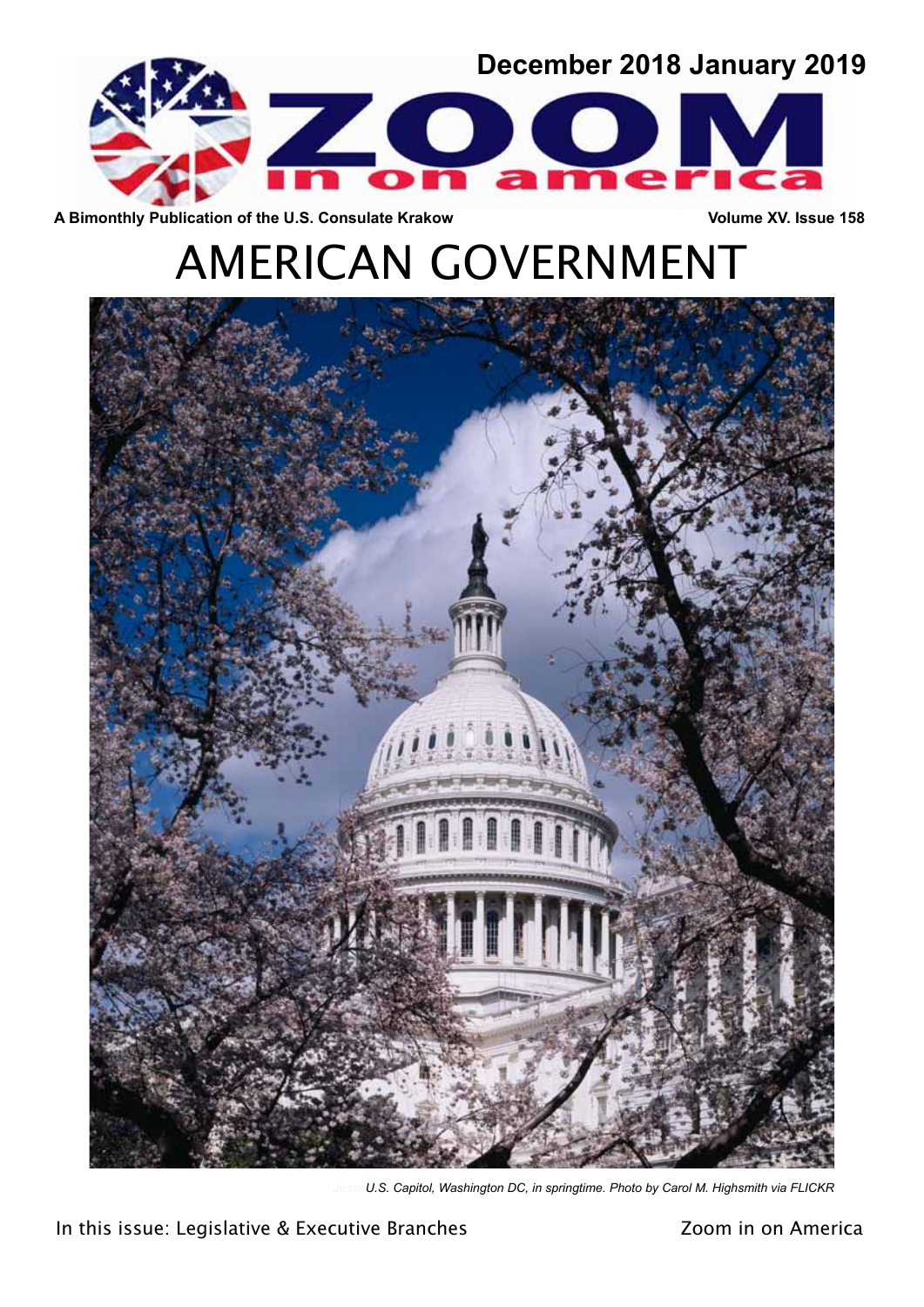December 2018 January 2019

# ZOOM in on america

**A Bimonthly Publication of the U.S. Consulate Krakow** **Volume XV. Issue 158**

# AMERICAN GOVERNMENT

*U.S. Capitol, Washington DC, in springtime. Photo by Carol M. Highsmith via FLICKR*

In this issue: Legislative & Executive Branches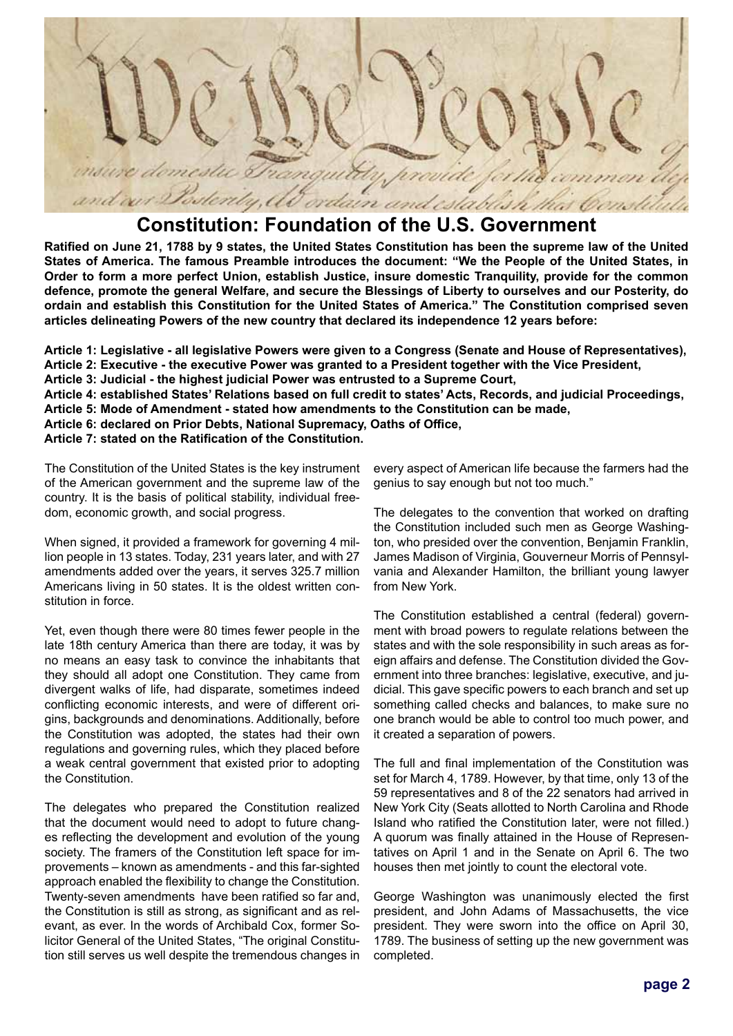# Constitution: Foundation of the U.S. Government

**Ratified on June 21, 1788 by 9 states, the United States Constitution has been the supreme law of the United States of America. The famous Preamble introduces the document: "We the People of the United States, in Order to form a more perfect Union, establish Justice, insure domestic Tranquility, provide for the common defence, promote the general Welfare, and secure the Blessings of Liberty to ourselves and our Posterity, do ordain and establish this Constitution for the United States of America." The Constitution comprised seven articles delineating Powers of the new country that declared its independence 12 years before:**

**Article 1: Legislative - all legislative Powers were given to a Congress (Senate and House of Representatives),**
**Article 2: Executive - the executive Power was granted to a President together with the Vice President,**
**Article 3: Judicial - the highest judicial Power was entrusted to a Supreme Court,**
**Article 4: established States' Relations based on full credit to states' Acts, Records, and judicial Proceedings,**
**Article 5: Mode of Amendment - stated how amendments to the Constitution can be made,**
**Article 6: declared on Prior Debts, National Supremacy, Oaths of Office,**
**Article 7: stated on the Ratification of the Constitution.**

The Constitution of the United States is the key instrument of the American government and the supreme law of the country. It is the basis of political stability, individual freedom, economic growth, and social progress.

When signed, it provided a framework for governing 4 million people in 13 states. Today, 231 years later, and with 27 amendments added over the years, it serves 325.7 million Americans living in 50 states. It is the oldest written constitution in force.

Yet, even though there were 80 times fewer people in the late 18th century America than there are today, it was by no means an easy task to convince the inhabitants that they should all adopt one Constitution. They came from divergent walks of life, had disparate, sometimes indeed conflicting economic interests, and were of different origins, backgrounds and denominations. Additionally, before the Constitution was adopted, the states had their own regulations and governing rules, which they placed before a weak central government that existed prior to adopting the Constitution.

The delegates who prepared the Constitution realized that the document would need to adopt to future changes reflecting the development and evolution of the young society. The framers of the Constitution left space for improvements – known as amendments - and this far-sighted approach enabled the flexibility to change the Constitution. Twenty-seven amendments have been ratified so far and, the Constitution is still as strong, as significant and as relevant, as ever. In the words of Archibald Cox, former Solicitor General of the United States, "The original Constitution still serves us well despite the tremendous changes in every aspect of American life because the farmers had the genius to say enough but not too much."

The delegates to the convention that worked on drafting the Constitution included such men as George Washington, who presided over the convention, Benjamin Franklin, James Madison of Virginia, Gouverneur Morris of Pennsylvania and Alexander Hamilton, the brilliant young lawyer from New York.

The Constitution established a central (federal) government with broad powers to regulate relations between the states and with the sole responsibility in such areas as foreign affairs and defense. The Constitution divided the Government into three branches: legislative, executive, and judicial. This gave specific powers to each branch and set up something called checks and balances, to make sure no one branch would be able to control too much power, and it created a separation of powers.

The full and final implementation of the Constitution was set for March 4, 1789. However, by that time, only 13 of the 59 representatives and 8 of the 22 senators had arrived in New York City (Seats allotted to North Carolina and Rhode Island who ratified the Constitution later, were not filled.) A quorum was finally attained in the House of Representatives on April 1 and in the Senate on April 6. The two houses then met jointly to count the electoral vote.

George Washington was unanimously elected the first president, and John Adams of Massachusetts, the vice president. They were sworn into the office on April 30, 1789. The business of setting up the new government was completed.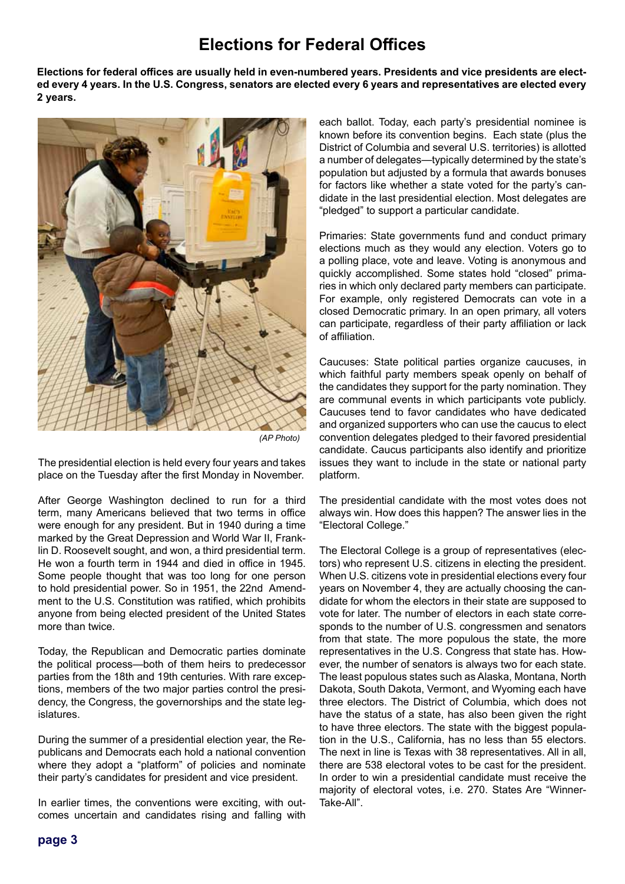# Elections for Federal Offices

**Elections for federal offices are usually held in even-numbered years. Presidents and vice presidents are elected every 4 years. In the U.S. Congress, senators are elected every 6 years and representatives are elected every 2 years.**

*(AP Photo)*

The presidential election is held every four years and takes place on the Tuesday after the first Monday in November.

After George Washington declined to run for a third term, many Americans believed that two terms in office were enough for any president. But in 1940 during a time marked by the Great Depression and World War II, Franklin D. Roosevelt sought, and won, a third presidential term. He won a fourth term in 1944 and died in office in 1945. Some people thought that was too long for one person to hold presidential power. So in 1951, the 22nd Amendment to the U.S. Constitution was ratified, which prohibits anyone from being elected president of the United States more than twice.

Today, the Republican and Democratic parties dominate the political process—both of them heirs to predecessor parties from the 18th and 19th centuries. With rare exceptions, members of the two major parties control the presidency, the Congress, the governorships and the state legislatures.

During the summer of a presidential election year, the Republicans and Democrats each hold a national convention where they adopt a "platform" of policies and nominate their party's candidates for president and vice president.

In earlier times, the conventions were exciting, with outcomes uncertain and candidates rising and falling with each ballot. Today, each party's presidential nominee is known before its convention begins. Each state (plus the District of Columbia and several U.S. territories) is allotted a number of delegates—typically determined by the state's population but adjusted by a formula that awards bonuses for factors like whether a state voted for the party's candidate in the last presidential election. Most delegates are "pledged" to support a particular candidate.

Primaries: State governments fund and conduct primary elections much as they would any election. Voters go to a polling place, vote and leave. Voting is anonymous and quickly accomplished. Some states hold "closed" primaries in which only declared party members can participate. For example, only registered Democrats can vote in a closed Democratic primary. In an open primary, all voters can participate, regardless of their party affiliation or lack of affiliation.

Caucuses: State political parties organize caucuses, in which faithful party members speak openly on behalf of the candidates they support for the party nomination. They are communal events in which participants vote publicly. Caucuses tend to favor candidates who have dedicated and organized supporters who can use the caucus to elect convention delegates pledged to their favored presidential candidate. Caucus participants also identify and prioritize issues they want to include in the state or national party platform.

The presidential candidate with the most votes does not always win. How does this happen? The answer lies in the "Electoral College."

The Electoral College is a group of representatives (electors) who represent U.S. citizens in electing the president. When U.S. citizens vote in presidential elections every four years on November 4, they are actually choosing the candidate for whom the electors in their state are supposed to vote for later. The number of electors in each state corresponds to the number of U.S. congressmen and senators from that state. The more populous the state, the more representatives in the U.S. Congress that state has. However, the number of senators is always two for each state. The least populous states such as Alaska, Montana, North Dakota, South Dakota, Vermont, and Wyoming each have three electors. The District of Columbia, which does not have the status of a state, has also been given the right to have three electors. The state with the biggest population in the U.S., California, has no less than 55 electors. The next in line is Texas with 38 representatives. All in all, there are 538 electoral votes to be cast for the president. In order to win a presidential candidate must receive the majority of electoral votes, i.e. 270. States Are "Winner-Take-All".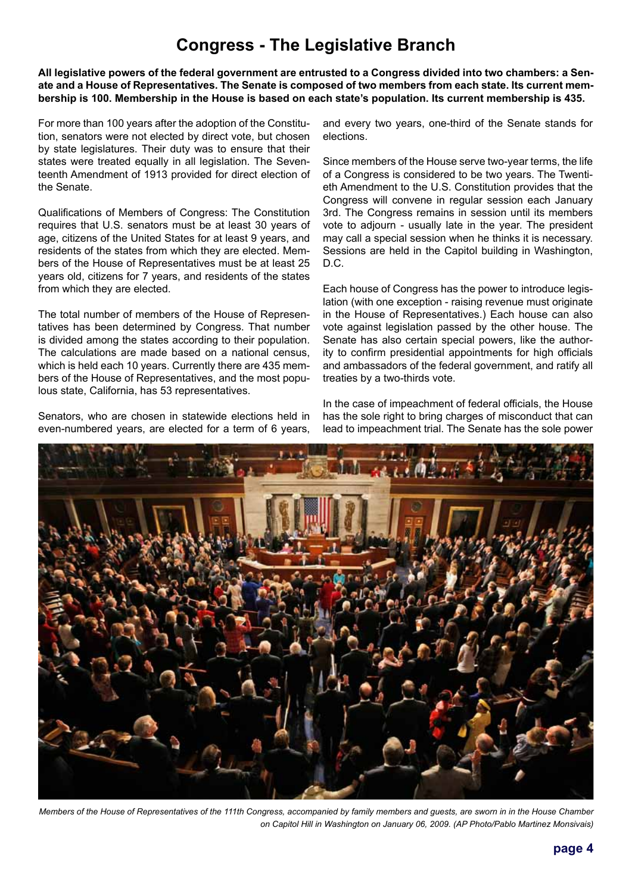# Congress - The Legislative Branch

**All legislative powers of the federal government are entrusted to a Congress divided into two chambers: a Senate and a House of Representatives. The Senate is composed of two members from each state. Its current membership is 100. Membership in the House is based on each state's population. Its current membership is 435.**

For more than 100 years after the adoption of the Constitution, senators were not elected by direct vote, but chosen by state legislatures. Their duty was to ensure that their states were treated equally in all legislation. The Seventeenth Amendment of 1913 provided for direct election of the Senate.

Qualifications of Members of Congress: The Constitution requires that U.S. senators must be at least 30 years of age, citizens of the United States for at least 9 years, and residents of the states from which they are elected. Members of the House of Representatives must be at least 25 years old, citizens for 7 years, and residents of the states from which they are elected.

The total number of members of the House of Representatives has been determined by Congress. That number is divided among the states according to their population. The calculations are made based on a national census, which is held each 10 years. Currently there are 435 members of the House of Representatives, and the most populous state, California, has 53 representatives.

Senators, who are chosen in statewide elections held in even-numbered years, are elected for a term of 6 years, and every two years, one-third of the Senate stands for elections.

Since members of the House serve two-year terms, the life of a Congress is considered to be two years. The Twentieth Amendment to the U.S. Constitution provides that the Congress will convene in regular session each January 3rd. The Congress remains in session until its members vote to adjourn - usually late in the year. The president may call a special session when he thinks it is necessary. Sessions are held in the Capitol building in Washington, D.C.

Each house of Congress has the power to introduce legislation (with one exception - raising revenue must originate in the House of Representatives.) Each house can also vote against legislation passed by the other house. The Senate has also certain special powers, like the authority to confirm presidential appointments for high officials and ambassadors of the federal government, and ratify all treaties by a two-thirds vote.

In the case of impeachment of federal officials, the House has the sole right to bring charges of misconduct that can lead to impeachment trial. The Senate has the sole power

*Members of the House of Representatives of the 111th Congress, accompanied by family members and guests, are sworn in in the House Chamber on Capitol Hill in Washington on January 06, 2009. (AP Photo/Pablo Martinez Monsivais)*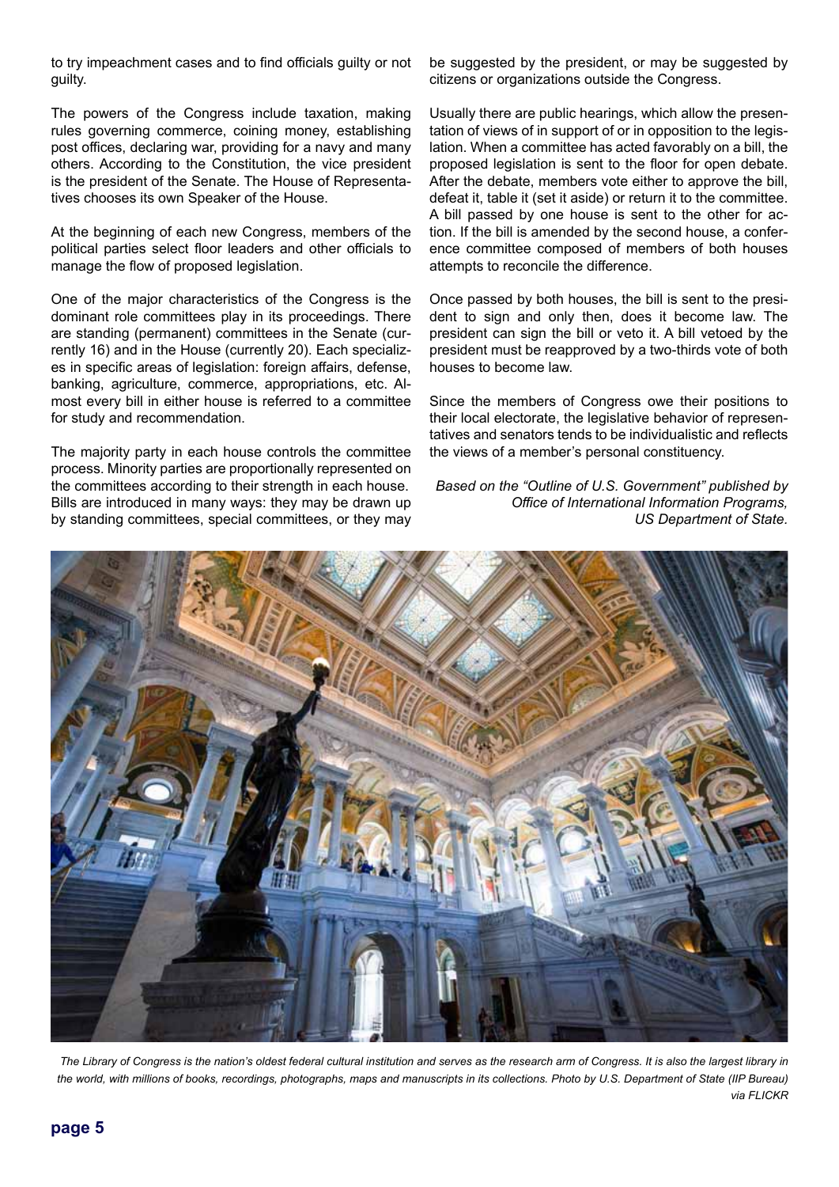to try impeachment cases and to find officials guilty or not guilty.

The powers of the Congress include taxation, making rules governing commerce, coining money, establishing post offices, declaring war, providing for a navy and many others. According to the Constitution, the vice president is the president of the Senate. The House of Representatives chooses its own Speaker of the House.

At the beginning of each new Congress, members of the political parties select floor leaders and other officials to manage the flow of proposed legislation.

One of the major characteristics of the Congress is the dominant role committees play in its proceedings. There are standing (permanent) committees in the Senate (currently 16) and in the House (currently 20). Each specializes in specific areas of legislation: foreign affairs, defense, banking, agriculture, commerce, appropriations, etc. Almost every bill in either house is referred to a committee for study and recommendation.

The majority party in each house controls the committee process. Minority parties are proportionally represented on the committees according to their strength in each house. Bills are introduced in many ways: they may be drawn up by standing committees, special committees, or they may be suggested by the president, or may be suggested by citizens or organizations outside the Congress.

Usually there are public hearings, which allow the presentation of views of in support of or in opposition to the legislation. When a committee has acted favorably on a bill, the proposed legislation is sent to the floor for open debate. After the debate, members vote either to approve the bill, defeat it, table it (set it aside) or return it to the committee. A bill passed by one house is sent to the other for action. If the bill is amended by the second house, a conference committee composed of members of both houses attempts to reconcile the difference.

Once passed by both houses, the bill is sent to the president to sign and only then, does it become law. The president can sign the bill or veto it. A bill vetoed by the president must be reapproved by a two-thirds vote of both houses to become law.

Since the members of Congress owe their positions to their local electorate, the legislative behavior of representatives and senators tends to be individualistic and reflects the views of a member's personal constituency.

*Based on the "Outline of U.S. Government" published by Office of International Information Programs, US Department of State.*

*The Library of Congress is the nation's oldest federal cultural institution and serves as the research arm of Congress. It is also the largest library in the world, with millions of books, recordings, photographs, maps and manuscripts in its collections. Photo by U.S. Department of State (IIP Bureau) via FLICKR*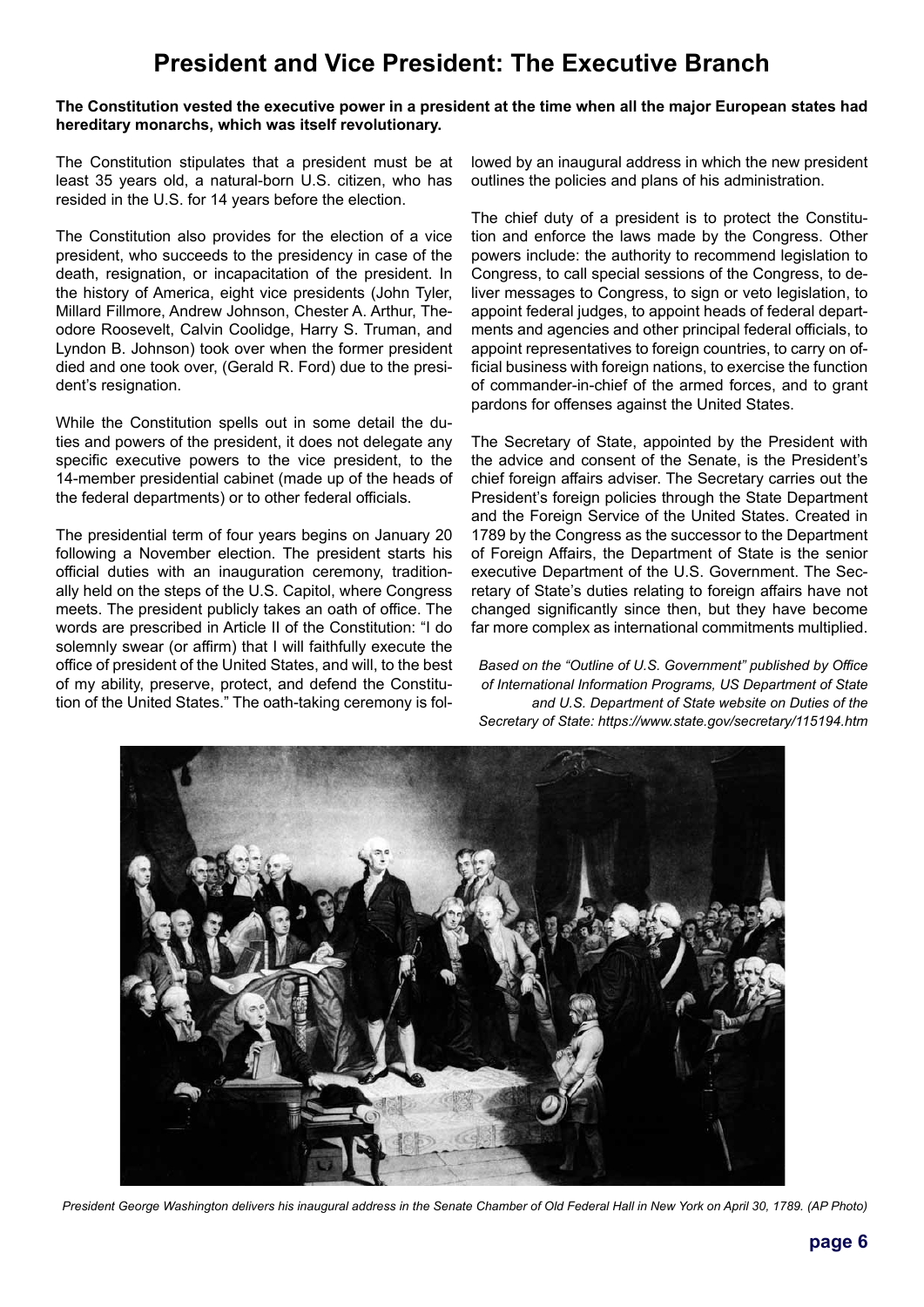# President and Vice President: The Executive Branch

**The Constitution vested the executive power in a president at the time when all the major European states had hereditary monarchs, which was itself revolutionary.**

The Constitution stipulates that a president must be at least 35 years old, a natural-born U.S. citizen, who has resided in the U.S. for 14 years before the election.

The Constitution also provides for the election of a vice president, who succeeds to the presidency in case of the death, resignation, or incapacitation of the president. In the history of America, eight vice presidents (John Tyler, Millard Fillmore, Andrew Johnson, Chester A. Arthur, Theodore Roosevelt, Calvin Coolidge, Harry S. Truman, and Lyndon B. Johnson) took over when the former president died and one took over, (Gerald R. Ford) due to the president's resignation.

While the Constitution spells out in some detail the duties and powers of the president, it does not delegate any specific executive powers to the vice president, to the 14-member presidential cabinet (made up of the heads of the federal departments) or to other federal officials.

The presidential term of four years begins on January 20 following a November election. The president starts his official duties with an inauguration ceremony, traditionally held on the steps of the U.S. Capitol, where Congress meets. The president publicly takes an oath of office. The words are prescribed in Article II of the Constitution: "I do solemnly swear (or affirm) that I will faithfully execute the office of president of the United States, and will, to the best of my ability, preserve, protect, and defend the Constitution of the United States." The oath-taking ceremony is followed by an inaugural address in which the new president outlines the policies and plans of his administration.

The chief duty of a president is to protect the Constitution and enforce the laws made by the Congress. Other powers include: the authority to recommend legislation to Congress, to call special sessions of the Congress, to deliver messages to Congress, to sign or veto legislation, to appoint federal judges, to appoint heads of federal departments and agencies and other principal federal officials, to appoint representatives to foreign countries, to carry on official business with foreign nations, to exercise the function of commander-in-chief of the armed forces, and to grant pardons for offenses against the United States.

The Secretary of State, appointed by the President with the advice and consent of the Senate, is the President's chief foreign affairs adviser. The Secretary carries out the President's foreign policies through the State Department and the Foreign Service of the United States. Created in 1789 by the Congress as the successor to the Department of Foreign Affairs, the Department of State is the senior executive Department of the U.S. Government. The Secretary of State's duties relating to foreign affairs have not changed significantly since then, but they have become far more complex as international commitments multiplied.

*Based on the "Outline of U.S. Government" published by Office of International Information Programs, US Department of State and U.S. Department of State website on Duties of the Secretary of State: https://www.state.gov/secretary/115194.htm*

*President George Washington delivers his inaugural address in the Senate Chamber of Old Federal Hall in New York on April 30, 1789. (AP Photo)*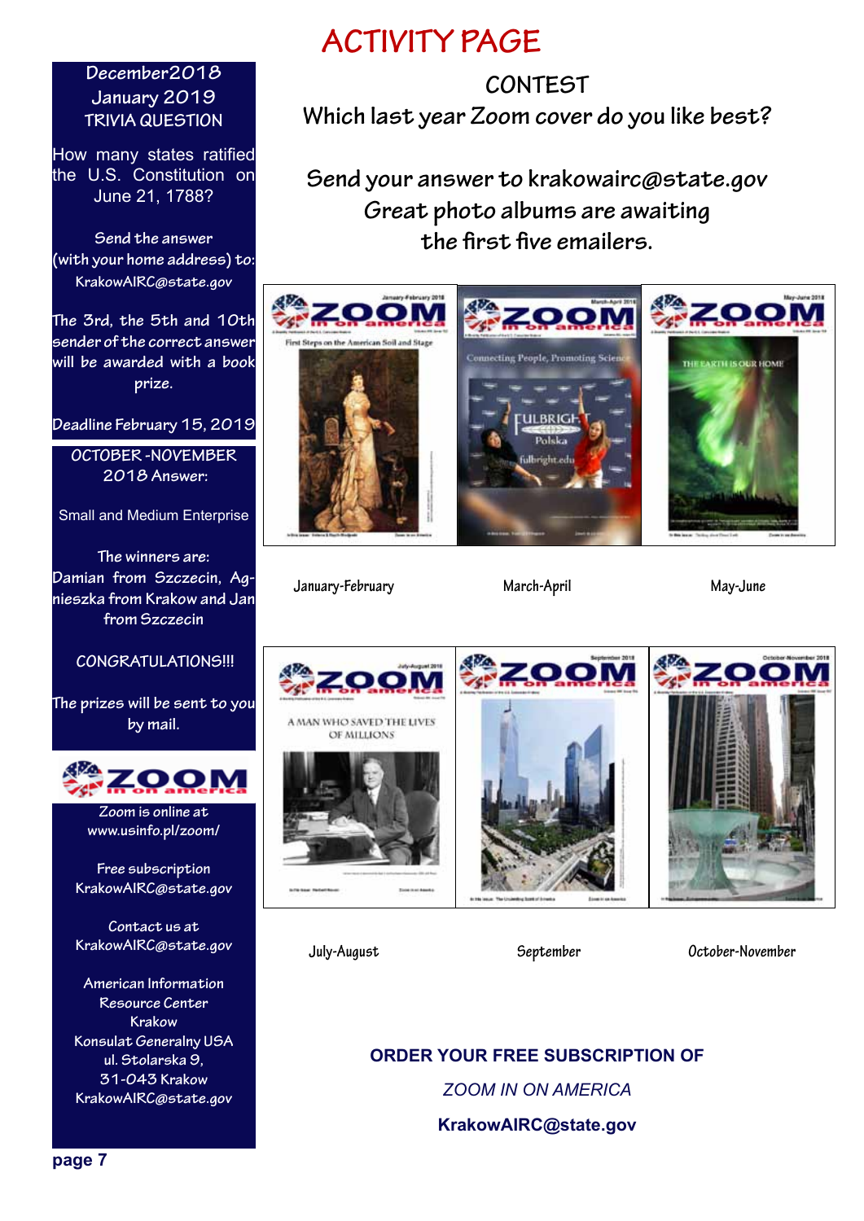# ACTIVITY PAGE

## CONTEST

**Which last year Zoom cover do you like best?**

**Send your answer to krakowairc@state.gov**
**Great photo albums are awaiting the first five emailers.**

January-February

March-April

May-June

July-August

September

October-November

**ORDER YOUR FREE SUBSCRIPTION OF**

***ZOOM IN ON AMERICA***

**KrakowAIRC@state.gov**

---

**December2018**
**January 2019**
**TRIVIA QUESTION**

How many states ratified the U.S. Constitution on June 21, 1788?

Send the answer (with your home address) to:
KrakowAIRC@state.gov

The 3rd, the 5th and 10th sender of the correct answer will be awarded with a book prize.

Deadline February 15, 2019

**OCTOBER -NOVEMBER 2018 Answer:**

Small and Medium Enterprise

The winners are:
Damian from Szczecin, Agnieszka from Krakow and Jan from Szczecin

CONGRATULATIONS!!!

The prizes will be sent to you by mail.

---

**ZOOM in on america**

Zoom is online at
www.usinfo.pl/zoom/

Free subscription
KrakowAIRC@state.gov

Contact us at
KrakowAIRC@state.gov

American Information Resource Center
Krakow
Konsulat Generalny USA
ul. Stolarska 9,
31-043 Krakow
KrakowAIRC@state.gov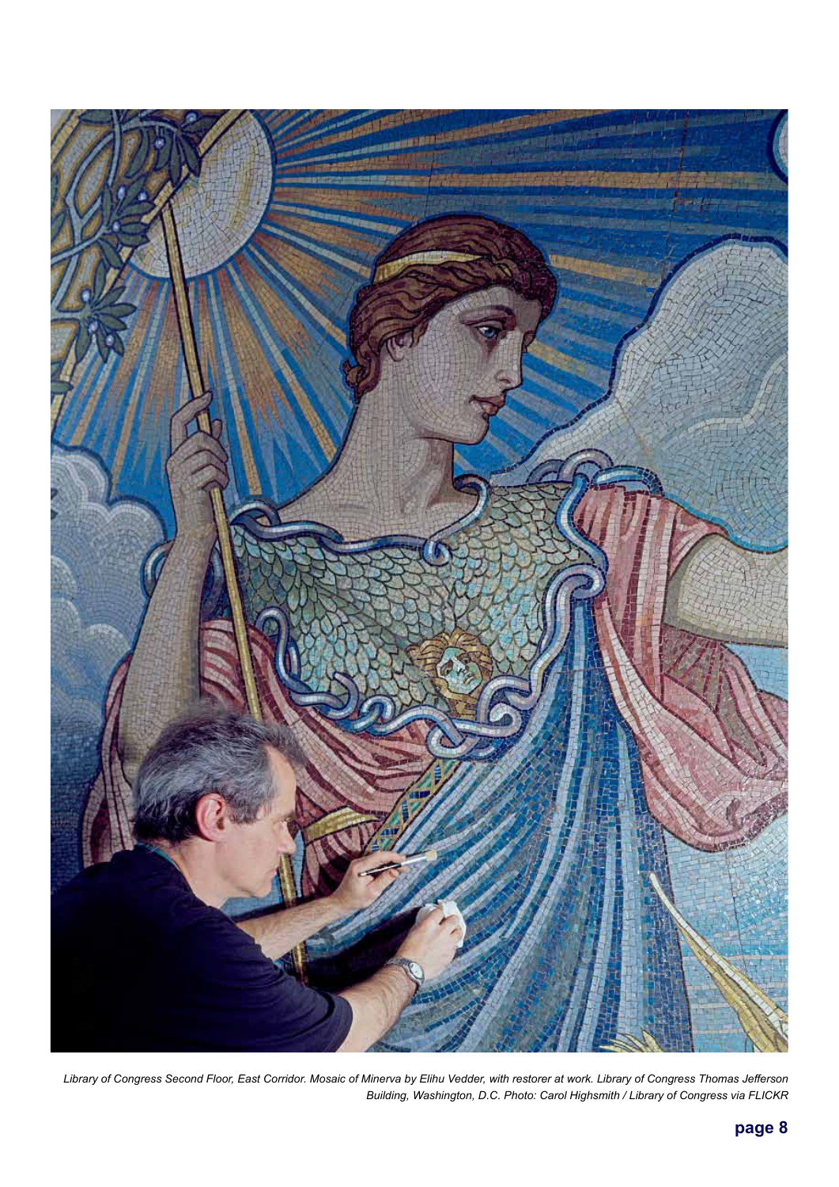*Library of Congress Second Floor, East Corridor. Mosaic of Minerva by Elihu Vedder, with restorer at work. Library of Congress Thomas Jefferson Building, Washington, D.C. Photo: Carol Highsmith / Library of Congress via FLICKR*